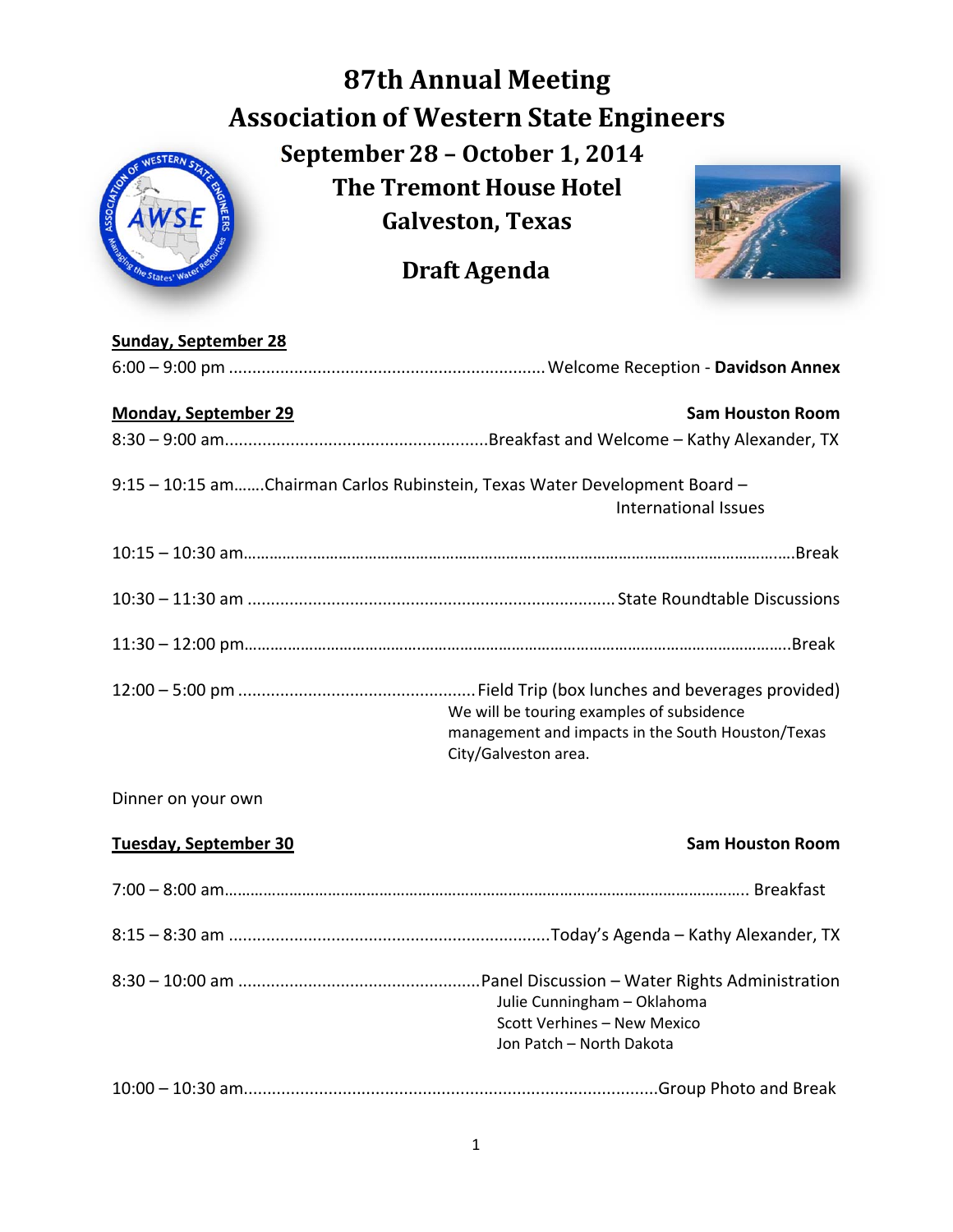# 87th Annual Meeting
# Association of Western State Engineers

## September 28 – October 1, 2014
## The Tremont House Hotel
## Galveston, Texas

## Draft Agenda

**Sunday, September 28**

6:00 – 9:00 pm .................................................................... Welcome Reception - **Davidson Annex**

**Monday, September 29** — **Sam Houston Room**

8:30 – 9:00 am........................................................Breakfast and Welcome – Kathy Alexander, TX

9:15 – 10:15 am…….Chairman Carlos Rubinstein, Texas Water Development Board – International Issues

10:15 – 10:30 am………………………………………………………………………………………………………Break

10:30 – 11:30 am .............................................................................. State Roundtable Discussions

11:30 – 12:00 pm………………………………………………………………………………………………………Break

12:00 – 5:00 pm .................................................. Field Trip (box lunches and beverages provided)
We will be touring examples of subsidence management and impacts in the South Houston/Texas City/Galveston area.

Dinner on your own

**Tuesday, September 30** — **Sam Houston Room**

7:00 – 8:00 am………………………………………………………………………………………………… Breakfast

8:15 – 8:30 am ....................................................................Today's Agenda – Kathy Alexander, TX

8:30 – 10:00 am ...................................................Panel Discussion – Water Rights Administration
- Julie Cunningham – Oklahoma
- Scott Verhines – New Mexico
- Jon Patch – North Dakota

10:00 – 10:30 am........................................................................................Group Photo and Break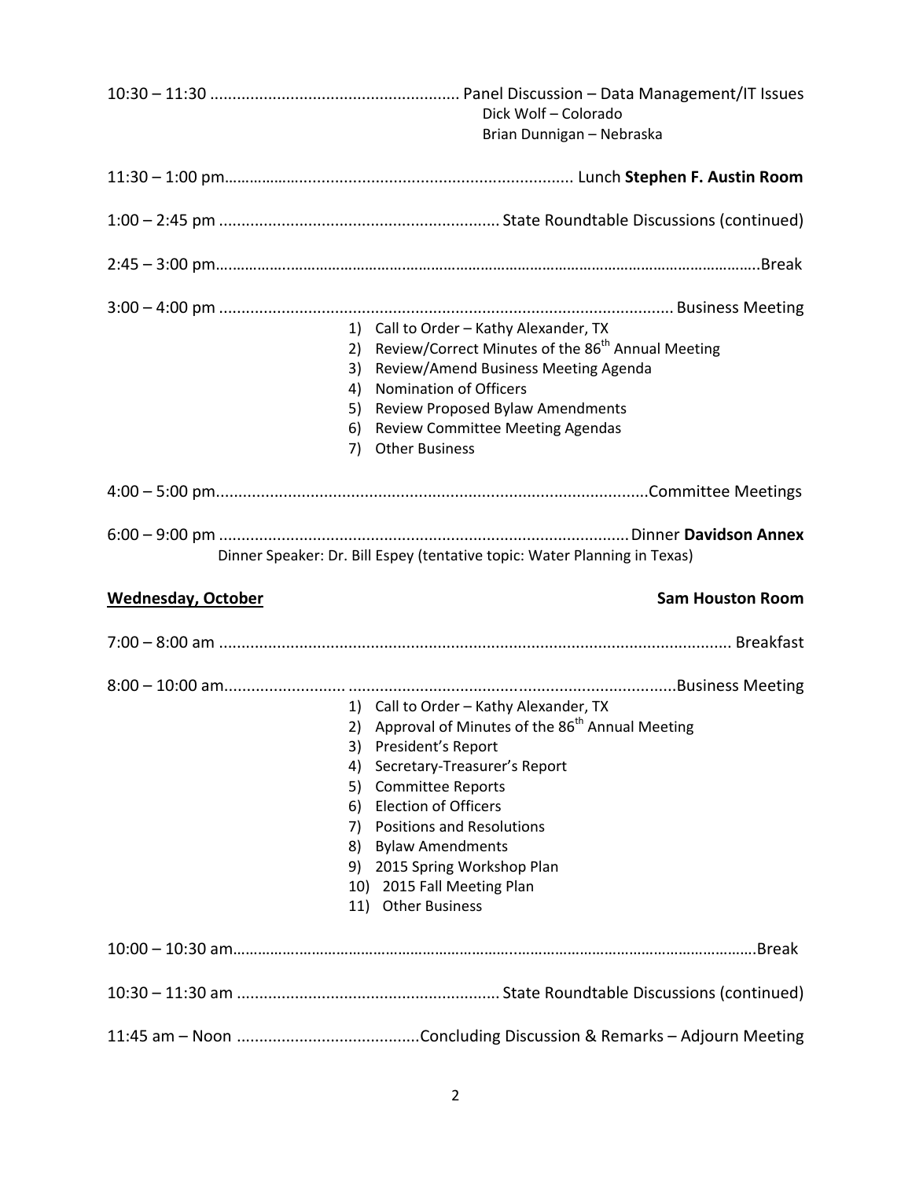10:30 – 11:30 ........................................................ Panel Discussion – Data Management/IT Issues
Dick Wolf – Colorado
Brian Dunnigan – Nebraska

11:30 – 1:00 pm.............................................................................. Lunch **Stephen F. Austin Room**

1:00 – 2:45 pm .............................................................. State Roundtable Discussions (continued)

2:45 – 3:00 pm.............................................................................................................................Break

3:00 – 4:00 pm ....................................................................................................... Business Meeting

1) Call to Order – Kathy Alexander, TX
2) Review/Correct Minutes of the 86th Annual Meeting
3) Review/Amend Business Meeting Agenda
4) Nomination of Officers
5) Review Proposed Bylaw Amendments
6) Review Committee Meeting Agendas
7) Other Business

4:00 – 5:00 pm...............................................................................................Committee Meetings

6:00 – 9:00 pm ........................................................................................... Dinner **Davidson Annex**

Dinner Speaker: Dr. Bill Espey (tentative topic: Water Planning in Texas)

## Wednesday, October — Sam Houston Room

7:00 – 8:00 am ................................................................................................................... Breakfast

8:00 – 10:00 am...........................................................................................................Business Meeting

1) Call to Order – Kathy Alexander, TX
2) Approval of Minutes of the 86th Annual Meeting
3) President's Report
4) Secretary-Treasurer's Report
5) Committee Reports
6) Election of Officers
7) Positions and Resolutions
8) Bylaw Amendments
9) 2015 Spring Workshop Plan
10) 2015 Fall Meeting Plan
11) Other Business

10:00 – 10:30 am..........................................................................................................................Break

10:30 – 11:30 am ........................................................... State Roundtable Discussions (continued)

11:45 am – Noon .........................................Concluding Discussion & Remarks – Adjourn Meeting